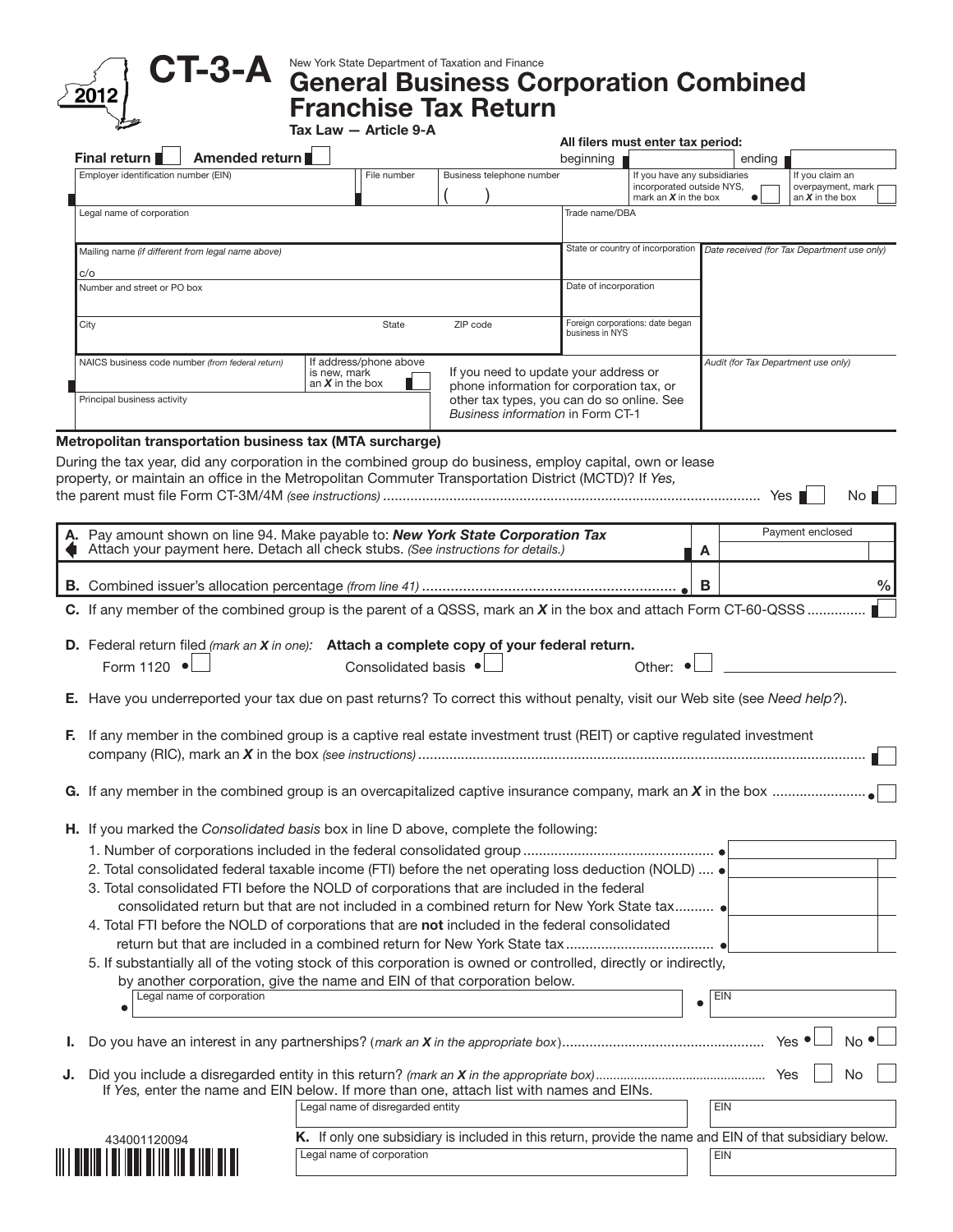2012

# CT-3-A

New York State Department of Taxation and Finance

## General Business Corporation Combined Franchise Tax Return

**Tax Law — Article 9-A**

**All filers must enter tax period:**

**Final return** ☐ **Amended return** ☐ beginning ☐ ending ☐

| | | | | |
|---|---|---|---|---|
| Employer identification number (EIN) | File number | Business telephone number ( ) | If you have any subsidiaries incorporated outside NYS, mark an *X* in the box ☐ | If you claim an overpayment, mark an *X* in the box ☐ |
| Legal name of corporation | | | Trade name/DBA | |
| Mailing name *(if different from legal name above)* c/o | | | State or country of incorporation | *Date received (for Tax Department use only)* |
| Number and street or PO box | | | Date of incorporation | |
| City | State | ZIP code | Foreign corporations: date began business in NYS | |
| NAICS business code number *(from federal return)* | If address/phone above is new, mark an *X* in the box ☐ | If you need to update your address or phone information for corporation tax, or other tax types, you can do so online. See *Business information* in Form CT-1 | | *Audit (for Tax Department use only)* |
| Principal business activity | | | | |

**Metropolitan transportation business tax (MTA surcharge)**

During the tax year, did any corporation in the combined group do business, employ capital, own or lease property, or maintain an office in the Metropolitan Commuter Transportation District (MCTD)? If *Yes,* the parent must file Form CT-3M/4M *(see instructions)* .................. Yes ☐ No ☐

| | | | |
|---|---|---|---|
| **A.** Pay amount shown on line 94. Make payable to: ***New York State Corporation Tax*** Attach your payment here. Detach all check stubs. *(See instructions for details.)* | **A** | Payment enclosed | |
| **B.** Combined issuer's allocation percentage *(from line 41)* .................. | **B** | | % |

**C.** If any member of the combined group is the parent of a QSSS, mark an *X* in the box and attach Form CT-60-QSSS .............. ☐

**D.** Federal return filed *(mark an X in one):* **Attach a complete copy of your federal return.**
Form 1120 ☐ Consolidated basis ☐ Other: ☐ ____________

**E.** Have you underreported your tax due on past returns? To correct this without penalty, visit our Web site (see *Need help?*).

**F.** If any member in the combined group is a captive real estate investment trust (REIT) or captive regulated investment company (RIC), mark an *X* in the box *(see instructions)* .................. ☐

**G.** If any member in the combined group is an overcapitalized captive insurance company, mark an *X* in the box .................. ☐

**H.** If you marked the *Consolidated basis* box in line D above, complete the following:

1. Number of corporations included in the federal consolidated group ..................
2. Total consolidated federal taxable income (FTI) before the net operating loss deduction (NOLD) ....
3. Total consolidated FTI before the NOLD of corporations that are included in the federal consolidated return but that are not included in a combined return for New York State tax..........
4. Total FTI before the NOLD of corporations that are **not** included in the federal consolidated return but that are included in a combined return for New York State tax..................
5. If substantially all of the voting stock of this corporation is owned or controlled, directly or indirectly, by another corporation, give the name and EIN of that corporation below.

| Legal name of corporation | EIN |
|---|---|
| | |

**I.** Do you have an interest in any partnerships? (*mark an X in the appropriate box*).................. Yes ☐ No ☐

**J.** Did you include a disregarded entity in this return? *(mark an X in the appropriate box)*.................. Yes ☐ No ☐
If *Yes,* enter the name and EIN below. If more than one, attach list with names and EINs.

| Legal name of disregarded entity | EIN |
|---|---|
| | |

**K.** If only one subsidiary is included in this return, provide the name and EIN of that subsidiary below.

| Legal name of corporation | EIN |
|---|---|
| | |

434001120094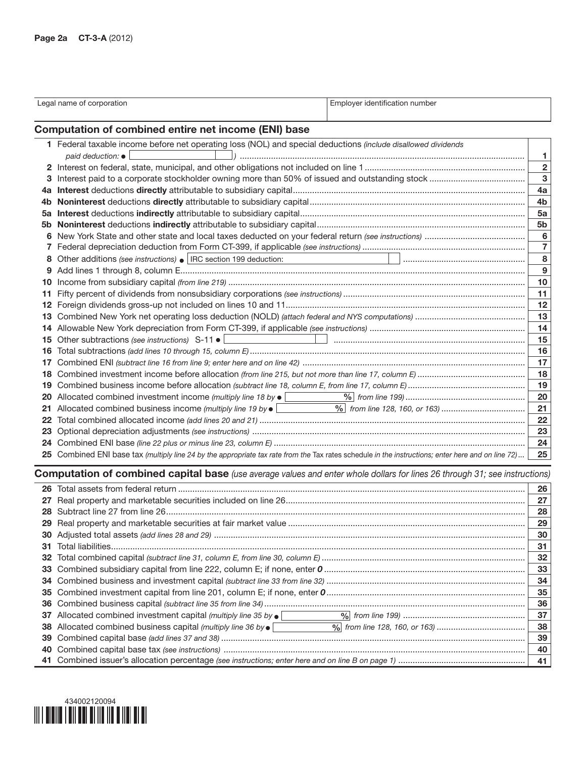Page 2a CT-3-A (2012)

| Legal name of corporation | Employer identification number |
|---|---|
| | |

## Computation of combined entire net income (ENI) base

| | | |
|---|---|---|
| **1** | Federal taxable income before net operating loss (NOL) and special deductions *(include disallowed dividends paid deduction:* ● ) | 1 |
| **2** | Interest on federal, state, municipal, and other obligations not included on line 1 | 2 |
| **3** | Interest paid to a corporate stockholder owning more than 50% of issued and outstanding stock | 3 |
| **4a** | **Interest** deductions **directly** attributable to subsidiary capital | 4a |
| **4b** | **Noninterest** deductions **directly** attributable to subsidiary capital | 4b |
| **5a** | **Interest** deductions **indirectly** attributable to subsidiary capital | 5a |
| **5b** | **Noninterest** deductions **indirectly** attributable to subsidiary capital | 5b |
| **6** | New York State and other state and local taxes deducted on your federal return *(see instructions)* | 6 |
| **7** | Federal depreciation deduction from Form CT-399, if applicable *(see instructions)* | 7 |
| **8** | Other additions *(see instructions)* ● IRC section 199 deduction: | 8 |
| **9** | Add lines 1 through 8, column E | 9 |
| **10** | Income from subsidiary capital *(from line 219)* | 10 |
| **11** | Fifty percent of dividends from nonsubsidiary corporations *(see instructions)* | 11 |
| **12** | Foreign dividends gross-up not included on lines 10 and 11 | 12 |
| **13** | Combined New York net operating loss deduction (NOLD) *(attach federal and NYS computations)* | 13 |
| **14** | Allowable New York depreciation from Form CT-399, if applicable *(see instructions)* | 14 |
| **15** | Other subtractions *(see instructions)* S-11 ● | 15 |
| **16** | Total subtractions *(add lines 10 through 15, column E)* | 16 |
| **17** | Combined ENI *(subtract line 16 from line 9; enter here and on line 42)* | 17 |
| **18** | Combined investment income before allocation *(from line 215, but not more than line 17, column E)* | 18 |
| **19** | Combined business income before allocation *(subtract line 18, column E, from line 17, column E)* | 19 |
| **20** | Allocated combined investment income *(multiply line 18 by* ● % *from line 199)* | 20 |
| **21** | Allocated combined business income *(multiply line 19 by* ● % *from line 128, 160, or 163)* | 21 |
| **22** | Total combined allocated income *(add lines 20 and 21)* | 22 |
| **23** | Optional depreciation adjustments *(see instructions)* | 23 |
| **24** | Combined ENI base *(line 22 plus or minus line 23, column E)* | 24 |
| **25** | Combined ENI base tax *(multiply line 24 by the appropriate tax rate from the* Tax rates schedule *in the instructions; enter here and on line 72)* | 25 |

## Computation of combined capital base *(use average values and enter whole dollars for lines 26 through 31; see instructions)*

| | | |
|---|---|---|
| **26** | Total assets from federal return | 26 |
| **27** | Real property and marketable securities included on line 26 | 27 |
| **28** | Subtract line 27 from line 26 | 28 |
| **29** | Real property and marketable securities at fair market value | 29 |
| **30** | Adjusted total assets *(add lines 28 and 29)* | 30 |
| **31** | Total liabilities | 31 |
| **32** | Total combined capital *(subtract line 31, column E, from line 30, column E)* | 32 |
| **33** | Combined subsidiary capital from line 222, column E; if none, enter ***0*** | 33 |
| **34** | Combined business and investment capital *(subtract line 33 from line 32)* | 34 |
| **35** | Combined investment capital from line 201, column E; if none, enter ***0*** | 35 |
| **36** | Combined business capital *(subtract line 35 from line 34)* | 36 |
| **37** | Allocated combined investment capital *(multiply line 35 by* ● % *from line 199)* | 37 |
| **38** | Allocated combined business capital *(multiply line 36 by* ● % *from line 128, 160, or 163)* | 38 |
| **39** | Combined capital base *(add lines 37 and 38)* | 39 |
| **40** | Combined capital base tax *(see instructions)* | 40 |
| **41** | Combined issuer's allocation percentage *(see instructions; enter here and on line B on page 1)* | 41 |

434002120094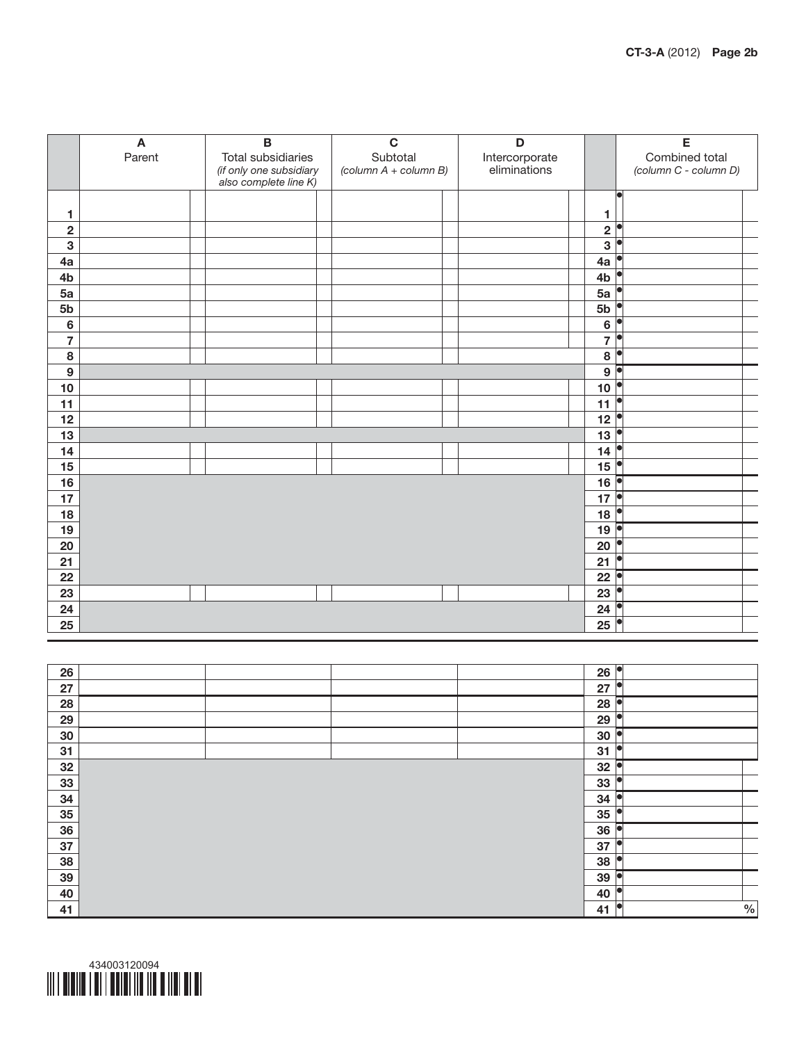| | A Parent | B Total subsidiaries *(if only one subsidiary also complete line K)* | C Subtotal *(column A + column B)* | D Intercorporate eliminations | | E Combined total *(column C - column D)* |
|---|---|---|---|---|---|---|
| 1 | | | | | 1 | |
| 2 | | | | | 2 | |
| 3 | | | | | 3 | |
| 4a | | | | | 4a | |
| 4b | | | | | 4b | |
| 5a | | | | | 5a | |
| 5b | | | | | 5b | |
| 6 | | | | | 6 | |
| 7 | | | | | 7 | |
| 8 | | | | | 8 | |
| 9 | | | | | 9 | |
| 10 | | | | | 10 | |
| 11 | | | | | 11 | |
| 12 | | | | | 12 | |
| 13 | | | | | 13 | |
| 14 | | | | | 14 | |
| 15 | | | | | 15 | |
| 16 | | | | | 16 | |
| 17 | | | | | 17 | |
| 18 | | | | | 18 | |
| 19 | | | | | 19 | |
| 20 | | | | | 20 | |
| 21 | | | | | 21 | |
| 22 | | | | | 22 | |
| 23 | | | | | 23 | |
| 24 | | | | | 24 | |
| 25 | | | | | 25 | |

| | | | | | | |
|---|---|---|---|---|---|---|
| 26 | | | | | 26 | |
| 27 | | | | | 27 | |
| 28 | | | | | 28 | |
| 29 | | | | | 29 | |
| 30 | | | | | 30 | |
| 31 | | | | | 31 | |
| 32 | | | | | 32 | |
| 33 | | | | | 33 | |
| 34 | | | | | 34 | |
| 35 | | | | | 35 | |
| 36 | | | | | 36 | |
| 37 | | | | | 37 | |
| 38 | | | | | 38 | |
| 39 | | | | | 39 | |
| 40 | | | | | 40 | |
| 41 | | | | | 41 | % |

434003120094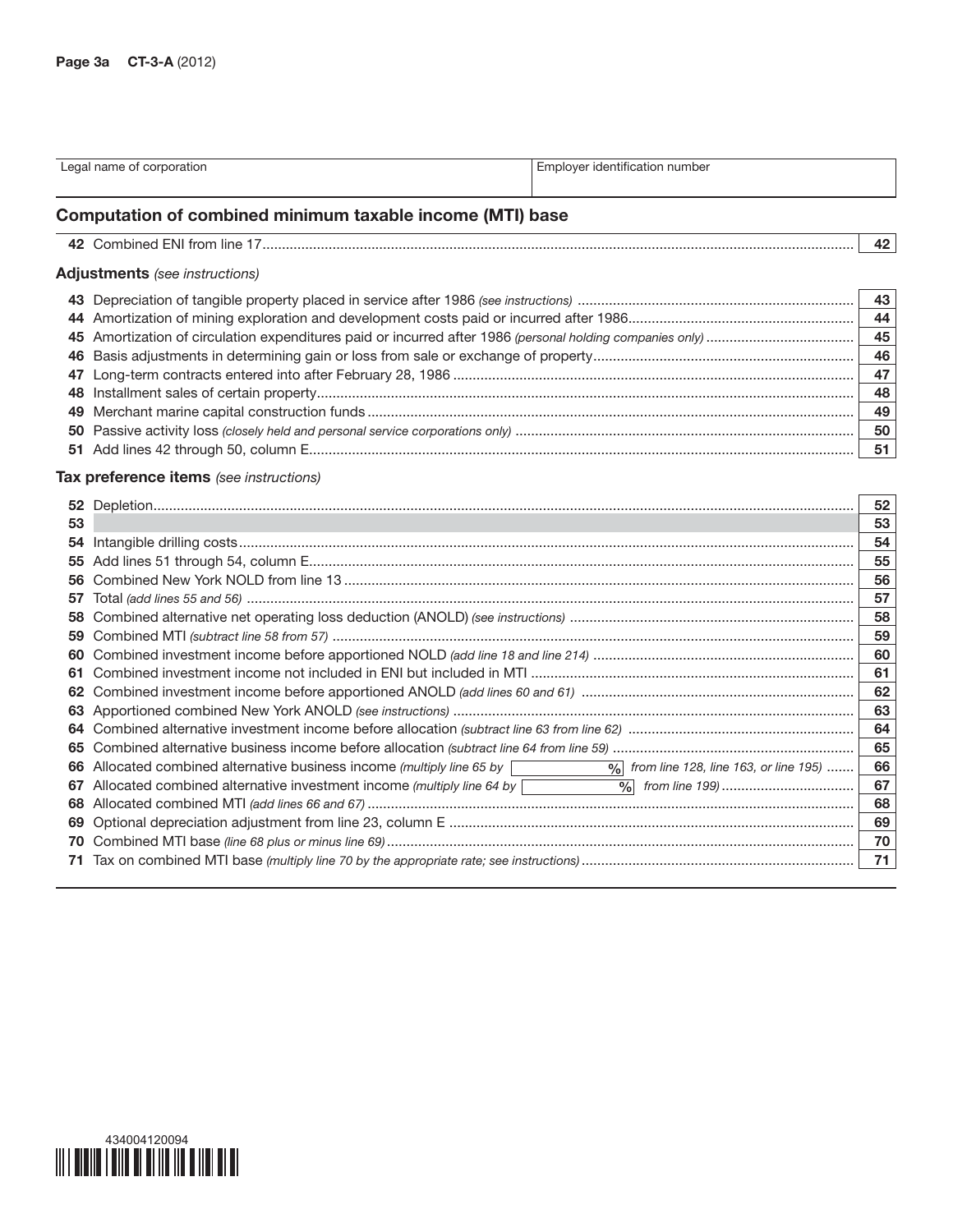**Page 3a CT-3-A (2012)**

| Legal name of corporation | Employer identification number |
|---|---|
| | |

## Computation of combined minimum taxable income (MTI) base

| Line | Description | Line |
|---|---|---|
| 42 | Combined ENI from line 17 | 42 |

### Adjustments *(see instructions)*

| Line | Description | Line |
|---|---|---|
| 43 | Depreciation of tangible property placed in service after 1986 *(see instructions)* | 43 |
| 44 | Amortization of mining exploration and development costs paid or incurred after 1986 | 44 |
| 45 | Amortization of circulation expenditures paid or incurred after 1986 *(personal holding companies only)* | 45 |
| 46 | Basis adjustments in determining gain or loss from sale or exchange of property | 46 |
| 47 | Long-term contracts entered into after February 28, 1986 | 47 |
| 48 | Installment sales of certain property | 48 |
| 49 | Merchant marine capital construction funds | 49 |
| 50 | Passive activity loss *(closely held and personal service corporations only)* | 50 |
| 51 | Add lines 42 through 50, column E | 51 |

### Tax preference items *(see instructions)*

| Line | Description | Line |
|---|---|---|
| 52 | Depletion | 52 |
| 53 | | 53 |
| 54 | Intangible drilling costs | 54 |
| 55 | Add lines 51 through 54, column E | 55 |
| 56 | Combined New York NOLD from line 13 | 56 |
| 57 | Total *(add lines 55 and 56)* | 57 |
| 58 | Combined alternative net operating loss deduction (ANOLD) *(see instructions)* | 58 |
| 59 | Combined MTI *(subtract line 58 from 57)* | 59 |
| 60 | Combined investment income before apportioned NOLD *(add line 18 and line 214)* | 60 |
| 61 | Combined investment income not included in ENI but included in MTI | 61 |
| 62 | Combined investment income before apportioned ANOLD *(add lines 60 and 61)* | 62 |
| 63 | Apportioned combined New York ANOLD *(see instructions)* | 63 |
| 64 | Combined alternative investment income before allocation *(subtract line 63 from line 62)* | 64 |
| 65 | Combined alternative business income before allocation *(subtract line 64 from line 59)* | 65 |
| 66 | Allocated combined alternative business income *(multiply line 65 by* ____ % *from line 128, line 163, or line 195)* | 66 |
| 67 | Allocated combined alternative investment income *(multiply line 64 by* ____ % *from line 199)* | 67 |
| 68 | Allocated combined MTI *(add lines 66 and 67)* | 68 |
| 69 | Optional depreciation adjustment from line 23, column E | 69 |
| 70 | Combined MTI base *(line 68 plus or minus line 69)* | 70 |
| 71 | Tax on combined MTI base *(multiply line 70 by the appropriate rate; see instructions)* | 71 |

434004120094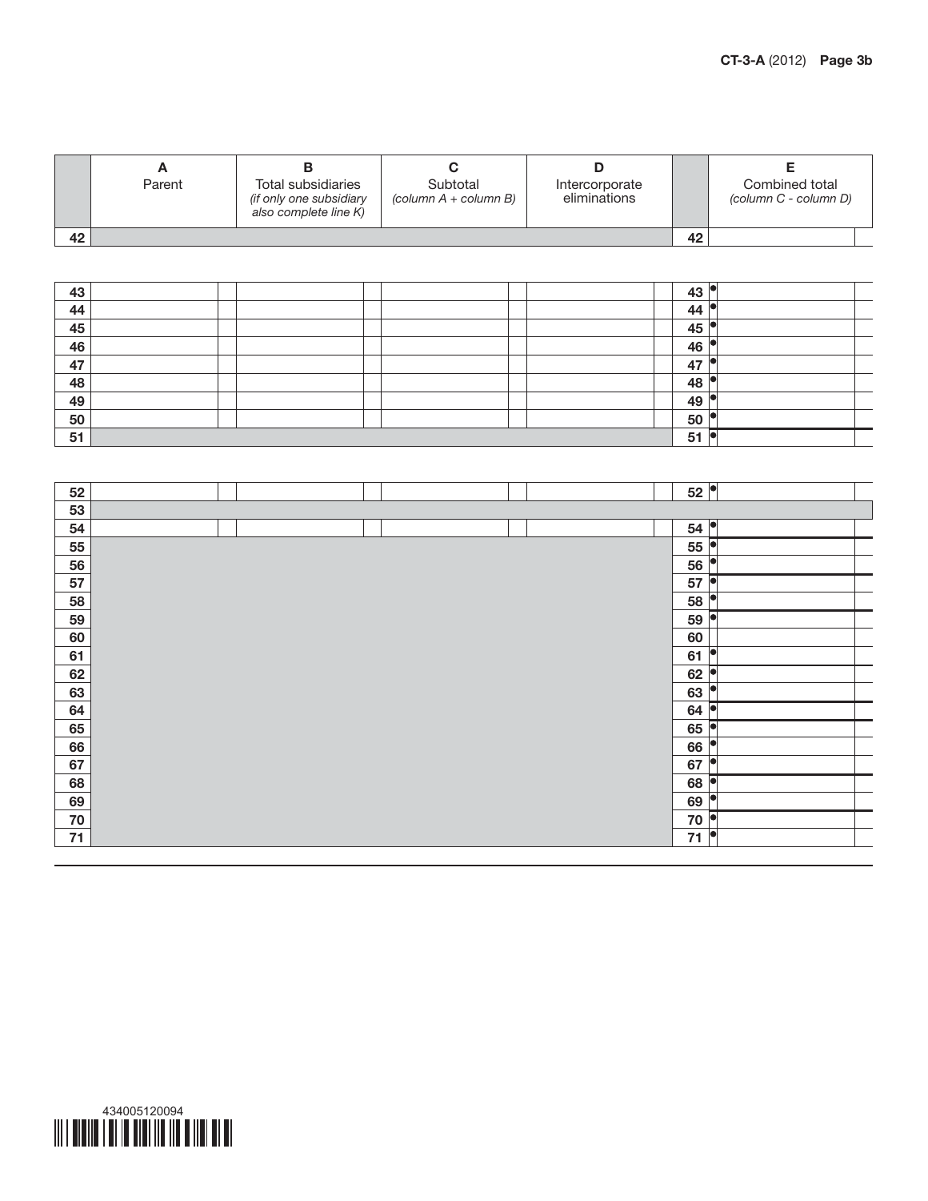| | A<br>Parent | B<br>Total subsidiaries<br>*(if only one subsidiary also complete line K)* | C<br>Subtotal<br>*(column A + column B)* | D<br>Intercorporate eliminations | | E<br>Combined total<br>*(column C - column D)* |
|---|---|---|---|---|---|---|
| 42 | | | | | 42 | |
| 43 | | | | | 43 | |
| 44 | | | | | 44 | |
| 45 | | | | | 45 | |
| 46 | | | | | 46 | |
| 47 | | | | | 47 | |
| 48 | | | | | 48 | |
| 49 | | | | | 49 | |
| 50 | | | | | 50 | |
| 51 | | | | | 51 | |
| 52 | | | | | 52 | |
| 53 | | | | | | |
| 54 | | | | | 54 | |
| 55 | | | | | 55 | |
| 56 | | | | | 56 | |
| 57 | | | | | 57 | |
| 58 | | | | | 58 | |
| 59 | | | | | 59 | |
| 60 | | | | | 60 | |
| 61 | | | | | 61 | |
| 62 | | | | | 62 | |
| 63 | | | | | 63 | |
| 64 | | | | | 64 | |
| 65 | | | | | 65 | |
| 66 | | | | | 66 | |
| 67 | | | | | 67 | |
| 68 | | | | | 68 | |
| 69 | | | | | 69 | |
| 70 | | | | | 70 | |
| 71 | | | | | 71 | |

434005120094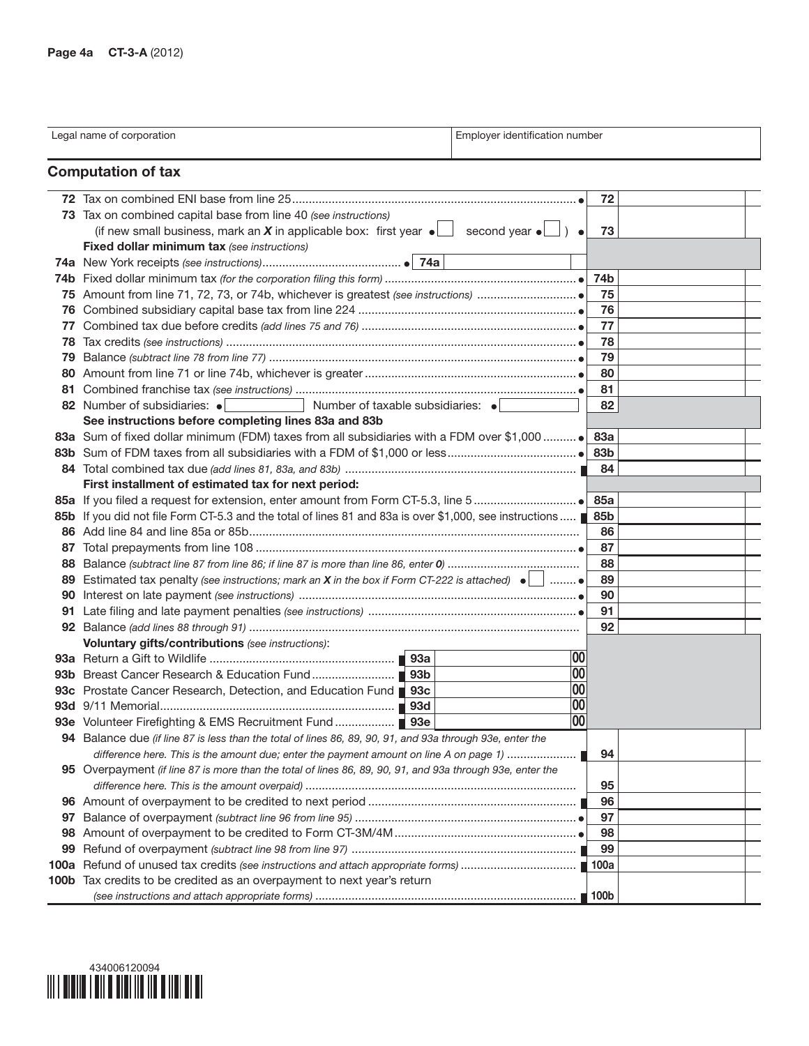| Legal name of corporation | Employer identification number |
|---|---|
| | |

## Computation of tax

| | | | |
|---|---|---|---|
| **72** | Tax on combined ENI base from line 25 | 72 | |
| **73** | Tax on combined capital base from line 40 *(see instructions)* (if new small business, mark an ***X*** in applicable box: first year ☐ second year ☐ ) | 73 | |
| | **Fixed dollar minimum tax** *(see instructions)* | | |
| **74a** | New York receipts *(see instructions)* 74a | | |
| **74b** | Fixed dollar minimum tax *(for the corporation filing this form)* | 74b | |
| **75** | Amount from line 71, 72, 73, or 74b, whichever is greatest *(see instructions)* | 75 | |
| **76** | Combined subsidiary capital base tax from line 224 | 76 | |
| **77** | Combined tax due before credits *(add lines 75 and 76)* | 77 | |
| **78** | Tax credits *(see instructions)* | 78 | |
| **79** | Balance *(subtract line 78 from line 77)* | 79 | |
| **80** | Amount from line 71 or line 74b, whichever is greater | 80 | |
| **81** | Combined franchise tax *(see instructions)* | 81 | |
| **82** | Number of subsidiaries: ☐ Number of taxable subsidiaries: ☐ | 82 | |
| | **See instructions before completing lines 83a and 83b** | | |
| **83a** | Sum of fixed dollar minimum (FDM) taxes from all subsidiaries with a FDM over $1,000 | 83a | |
| **83b** | Sum of FDM taxes from all subsidiaries with a FDM of $1,000 or less | 83b | |
| **84** | Total combined tax due *(add lines 81, 83a, and 83b)* | 84 | |
| | **First installment of estimated tax for next period:** | | |
| **85a** | If you filed a request for extension, enter amount from Form CT-5.3, line 5 | 85a | |
| **85b** | If you did not file Form CT-5.3 and the total of lines 81 and 83a is over $1,000, see instructions | 85b | |
| **86** | Add line 84 and line 85a or 85b | 86 | |
| **87** | Total prepayments from line 108 | 87 | |
| **88** | Balance *(subtract line 87 from line 86; if line 87 is more than line 86, enter **0**)* | 88 | |
| **89** | Estimated tax penalty *(see instructions; mark an **X** in the box if Form CT-222 is attached)* ☐ | 89 | |
| **90** | Interest on late payment *(see instructions)* | 90 | |
| **91** | Late filing and late payment penalties *(see instructions)* | 91 | |
| **92** | Balance *(add lines 88 through 91)* | 92 | |
| | **Voluntary gifts/contributions** *(see instructions)*: | | |
| **93a** | Return a Gift to Wildlife 93a .00 | | |
| **93b** | Breast Cancer Research & Education Fund 93b .00 | | |
| **93c** | Prostate Cancer Research, Detection, and Education Fund 93c .00 | | |
| **93d** | 9/11 Memorial 93d .00 | | |
| **93e** | Volunteer Firefighting & EMS Recruitment Fund 93e .00 | | |
| **94** | Balance due *(if line 87 is less than the total of lines 86, 89, 90, 91, and 93a through 93e, enter the difference here. This is the amount due; enter the payment amount on line A on page 1)* | 94 | |
| **95** | Overpayment *(if line 87 is more than the total of lines 86, 89, 90, 91, and 93a through 93e, enter the difference here. This is the amount overpaid)* | 95 | |
| **96** | Amount of overpayment to be credited to next period | 96 | |
| **97** | Balance of overpayment *(subtract line 96 from line 95)* | 97 | |
| **98** | Amount of overpayment to be credited to Form CT-3M/4M | 98 | |
| **99** | Refund of overpayment *(subtract line 98 from line 97)* | 99 | |
| **100a** | Refund of unused tax credits *(see instructions and attach appropriate forms)* | 100a | |
| **100b** | Tax credits to be credited as an overpayment to next year's return *(see instructions and attach appropriate forms)* | 100b | |

434006120094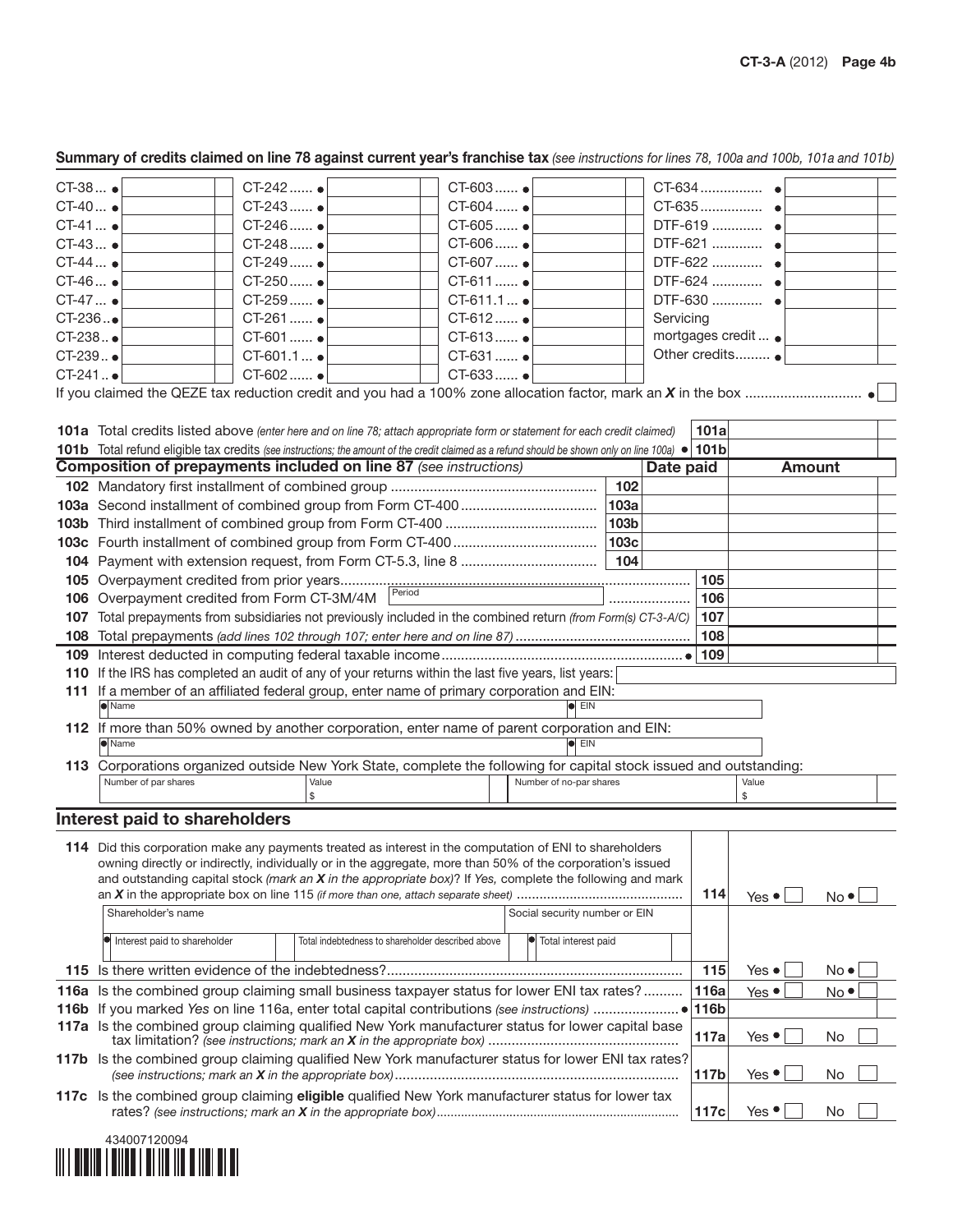## Summary of credits claimed on line 78 against current year's franchise tax *(see instructions for lines 78, 100a and 100b, 101a and 101b)*

| | | | | | | | |
|---|---|---|---|---|---|---|---|
| CT-38 ... • | | CT-242 ...... • | | CT-603 ...... • | | CT-634 ................ • | |
| CT-40 ... • | | CT-243 ...... • | | CT-604 ...... • | | CT-635 ................ • | |
| CT-41 ... • | | CT-246 ...... • | | CT-605 ...... • | | DTF-619 ............ • | |
| CT-43 ... • | | CT-248 ...... • | | CT-606 ...... • | | DTF-621 ............ • | |
| CT-44 ... • | | CT-249 ...... • | | CT-607 ...... • | | DTF-622 ............ • | |
| CT-46 ... • | | CT-250 ...... • | | CT-611 ...... • | | DTF-624 ............ • | |
| CT-47 ... • | | CT-259 ...... • | | CT-611.1 ... • | | DTF-630 ............ • | |
| CT-236 .. • | | CT-261 ...... • | | CT-612 ...... • | | Servicing mortgages credit ... • | |
| CT-238 .. • | | CT-601 ...... • | | CT-613 ...... • | | Other credits......... • | |
| CT-239 .. • | | CT-601.1 ... • | | CT-631 ...... • | | | |
| CT-241 .. • | | CT-602 ...... • | | CT-633 ...... • | | | |

If you claimed the QEZE tax reduction credit and you had a 100% zone allocation factor, mark an *X* in the box ............................ • ☐

| | | | |
|---|---|---|---|
| **101a** | Total credits listed above *(enter here and on line 78; attach appropriate form or statement for each credit claimed)* | **101a** | |
| **101b** | Total refund eligible tax credits *(see instructions; the amount of the credit claimed as a refund should be shown only on line 100a)* • | **101b** | |

## Composition of prepayments included on line 87 *(see instructions)*

| | | | Date paid | Amount |
|---|---|---|---|---|
| **102** | Mandatory first installment of combined group .................................................... | **102** | | |
| **103a** | Second installment of combined group from Form CT-400 .................................. | **103a** | | |
| **103b** | Third installment of combined group from Form CT-400 ...................................... | **103b** | | |
| **103c** | Fourth installment of combined group from Form CT-400 .................................... | **103c** | | |
| **104** | Payment with extension request, from Form CT-5.3, line 8 .................................. | **104** | | |
| **105** | Overpayment credited from prior years......................................................................................... | | **105** | |
| **106** | Overpayment credited from Form CT-3M/4M Period .................... | | **106** | |
| **107** | Total prepayments from subsidiaries not previously included in the combined return *(from Form(s) CT-3-A/C)* | | **107** | |
| **108** | Total prepayments *(add lines 102 through 107; enter here and on line 87)* ............................................ | | **108** | |
| **109** | Interest deducted in computing federal taxable income............................................................. • | | **109** | |

**110** If the IRS has completed an audit of any of your returns within the last five years, list years:

**111** If a member of an affiliated federal group, enter name of primary corporation and EIN:

• Name &nbsp;&nbsp;&nbsp;&nbsp; • EIN

**112** If more than 50% owned by another corporation, enter name of parent corporation and EIN:

• Name &nbsp;&nbsp;&nbsp;&nbsp; • EIN

**113** Corporations organized outside New York State, complete the following for capital stock issued and outstanding:

| Number of par shares | Value | Number of no-par shares | Value |
|---|---|---|---|
| | $ | | $ |

## Interest paid to shareholders

**114** Did this corporation make any payments treated as interest in the computation of ENI to shareholders owning directly or indirectly, individually or in the aggregate, more than 50% of the corporation's issued and outstanding capital stock *(mark an X in the appropriate box)*? If *Yes,* complete the following and mark an *X* in the appropriate box on line 115 *(if more than one, attach separate sheet)* .......................................... **114** Yes • ☐ No • ☐

| Shareholder's name | | Social security number or EIN |
|---|---|---|
| • Interest paid to shareholder | Total indebtedness to shareholder described above | • Total interest paid |

| | | | | |
|---|---|---|---|---|
| **115** | Is there written evidence of the indebtedness?........................................................................... | **115** | Yes • ☐ | No • ☐ |
| **116a** | Is the combined group claiming small business taxpayer status for lower ENI tax rates? .......... | **116a** | Yes • ☐ | No • ☐ |
| **116b** | If you marked *Yes* on line 116a, enter total capital contributions *(see instructions)* ..................... • | **116b** | | |
| **117a** | Is the combined group claiming qualified New York manufacturer status for lower capital base tax limitation? *(see instructions; mark an X in the appropriate box)* ................................................ | **117a** | Yes • ☐ | No ☐ |
| **117b** | Is the combined group claiming qualified New York manufacturer status for lower ENI tax rates? *(see instructions; mark an X in the appropriate box)*........................................................................ | **117b** | Yes • ☐ | No ☐ |
| **117c** | Is the combined group claiming **eligible** qualified New York manufacturer status for lower tax rates? *(see instructions; mark an X in the appropriate box)*.................................................................... | **117c** | Yes • ☐ | No ☐ |

434007120094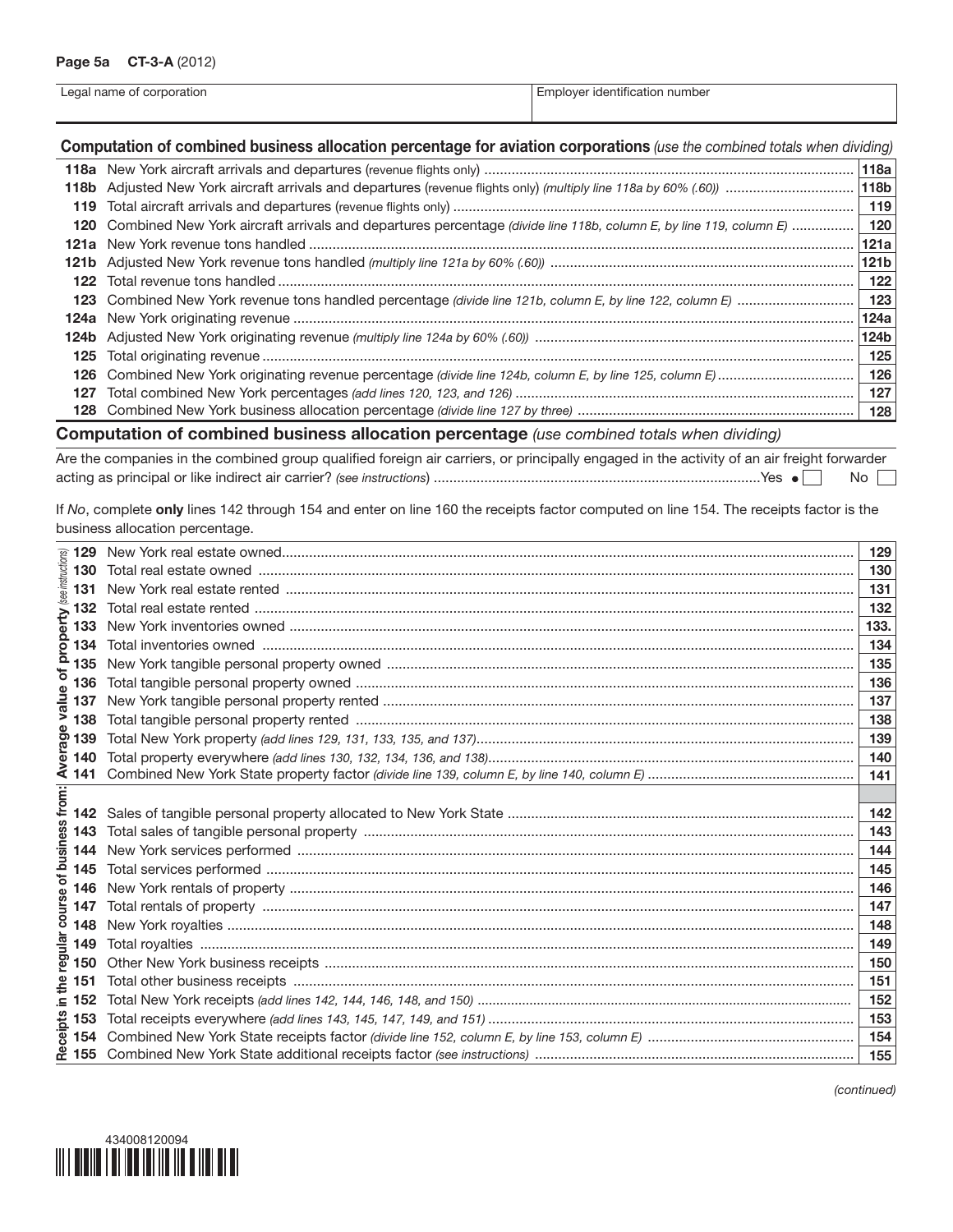Page 5a CT-3-A (2012)

| Legal name of corporation | Employer identification number |
|---|---|
| | |

### Computation of combined business allocation percentage for aviation corporations *(use the combined totals when dividing)*

| | | |
|---|---|---|
| **118a** | New York aircraft arrivals and departures (revenue flights only) | 118a |
| **118b** | Adjusted New York aircraft arrivals and departures (revenue flights only) *(multiply line 118a by 60% (.60))* | 118b |
| **119** | Total aircraft arrivals and departures (revenue flights only) | 119 |
| **120** | Combined New York aircraft arrivals and departures percentage *(divide line 118b, column E, by line 119, column E)* | 120 |
| **121a** | New York revenue tons handled | 121a |
| **121b** | Adjusted New York revenue tons handled *(multiply line 121a by 60% (.60))* | 121b |
| **122** | Total revenue tons handled | 122 |
| **123** | Combined New York revenue tons handled percentage *(divide line 121b, column E, by line 122, column E)* | 123 |
| **124a** | New York originating revenue | 124a |
| **124b** | Adjusted New York originating revenue *(multiply line 124a by 60% (.60))* | 124b |
| **125** | Total originating revenue | 125 |
| **126** | Combined New York originating revenue percentage *(divide line 124b, column E, by line 125, column E)* | 126 |
| **127** | Total combined New York percentages *(add lines 120, 123, and 126)* | 127 |
| **128** | Combined New York business allocation percentage *(divide line 127 by three)* | 128 |

### Computation of combined business allocation percentage *(use combined totals when dividing)*

Are the companies in the combined group qualified foreign air carriers, or principally engaged in the activity of an air freight forwarder acting as principal or like indirect air carrier? *(see instructions)* .......... Yes ☐ No ☐

If *No*, complete **only** lines 142 through 154 and enter on line 160 the receipts factor computed on line 154. The receipts factor is the business allocation percentage.

| | | | |
|---|---|---|---|
| **Average value of property** *(see instructions)* | **129** | New York real estate owned | 129 |
| | **130** | Total real estate owned | 130 |
| | **131** | New York real estate rented | 131 |
| | **132** | Total real estate rented | 132 |
| | **133** | New York inventories owned | 133. |
| | **134** | Total inventories owned | 134 |
| | **135** | New York tangible personal property owned | 135 |
| | **136** | Total tangible personal property owned | 136 |
| | **137** | New York tangible personal property rented | 137 |
| | **138** | Total tangible personal property rented | 138 |
| | **139** | Total New York property *(add lines 129, 131, 133, 135, and 137)* | 139 |
| | **140** | Total property everywhere *(add lines 130, 132, 134, 136, and 138)* | 140 |
| | **141** | Combined New York State property factor *(divide line 139, column E, by line 140, column E)* | 141 |
| **Receipts in the regular course of business from:** | **142** | Sales of tangible personal property allocated to New York State | 142 |
| | **143** | Total sales of tangible personal property | 143 |
| | **144** | New York services performed | 144 |
| | **145** | Total services performed | 145 |
| | **146** | New York rentals of property | 146 |
| | **147** | Total rentals of property | 147 |
| | **148** | New York royalties | 148 |
| | **149** | Total royalties | 149 |
| | **150** | Other New York business receipts | 150 |
| | **151** | Total other business receipts | 151 |
| | **152** | Total New York receipts *(add lines 142, 144, 146, 148, and 150)* | 152 |
| | **153** | Total receipts everywhere *(add lines 143, 145, 147, 149, and 151)* | 153 |
| | **154** | Combined New York State receipts factor *(divide line 152, column E, by line 153, column E)* | 154 |
| | **155** | Combined New York State additional receipts factor *(see instructions)* | 155 |

*(continued)*

434008120094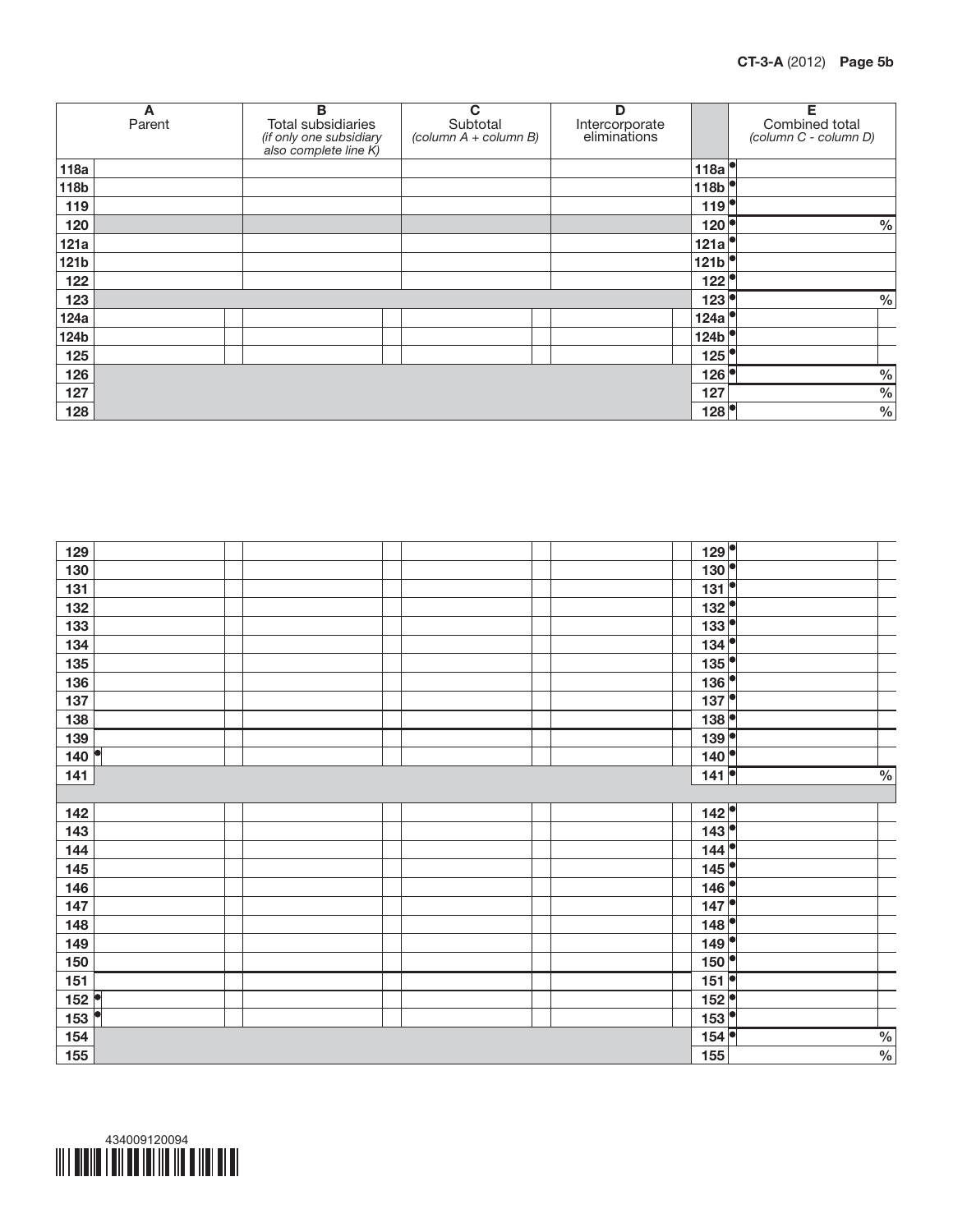| | A Parent | B Total subsidiaries *(if only one subsidiary also complete line K)* | C Subtotal *(column A + column B)* | D Intercorporate eliminations | | E Combined total *(column C - column D)* |
|---|---|---|---|---|---|---|
| 118a | | | | | 118a ● | |
| 118b | | | | | 118b ● | |
| 119 | | | | | 119 ● | |
| 120 | | | | | 120 ● | % |
| 121a | | | | | 121a ● | |
| 121b | | | | | 121b ● | |
| 122 | | | | | 122 ● | |
| 123 | | | | | 123 ● | % |
| 124a | | | | | 124a ● | |
| 124b | | | | | 124b ● | |
| 125 | | | | | 125 ● | |
| 126 | | | | | 126 ● | % |
| 127 | | | | | 127 | % |
| 128 | | | | | 128 ● | % |

| | | | | | | |
|---|---|---|---|---|---|---|
| 129 | | | | | 129 ● | |
| 130 | | | | | 130 ● | |
| 131 | | | | | 131 ● | |
| 132 | | | | | 132 ● | |
| 133 | | | | | 133 ● | |
| 134 | | | | | 134 ● | |
| 135 | | | | | 135 ● | |
| 136 | | | | | 136 ● | |
| 137 | | | | | 137 ● | |
| 138 | | | | | 138 ● | |
| 139 | | | | | 139 ● | |
| 140 | ● | | | | 140 ● | |
| 141 | | | | | 141 ● | % |
| 142 | | | | | 142 ● | |
| 143 | | | | | 143 ● | |
| 144 | | | | | 144 ● | |
| 145 | | | | | 145 ● | |
| 146 | | | | | 146 ● | |
| 147 | | | | | 147 ● | |
| 148 | | | | | 148 ● | |
| 149 | | | | | 149 ● | |
| 150 | | | | | 150 ● | |
| 151 | | | | | 151 ● | |
| 152 | ● | | | | 152 ● | |
| 153 | ● | | | | 153 ● | |
| 154 | | | | | 154 ● | % |
| 155 | | | | | 155 | % |

434009120094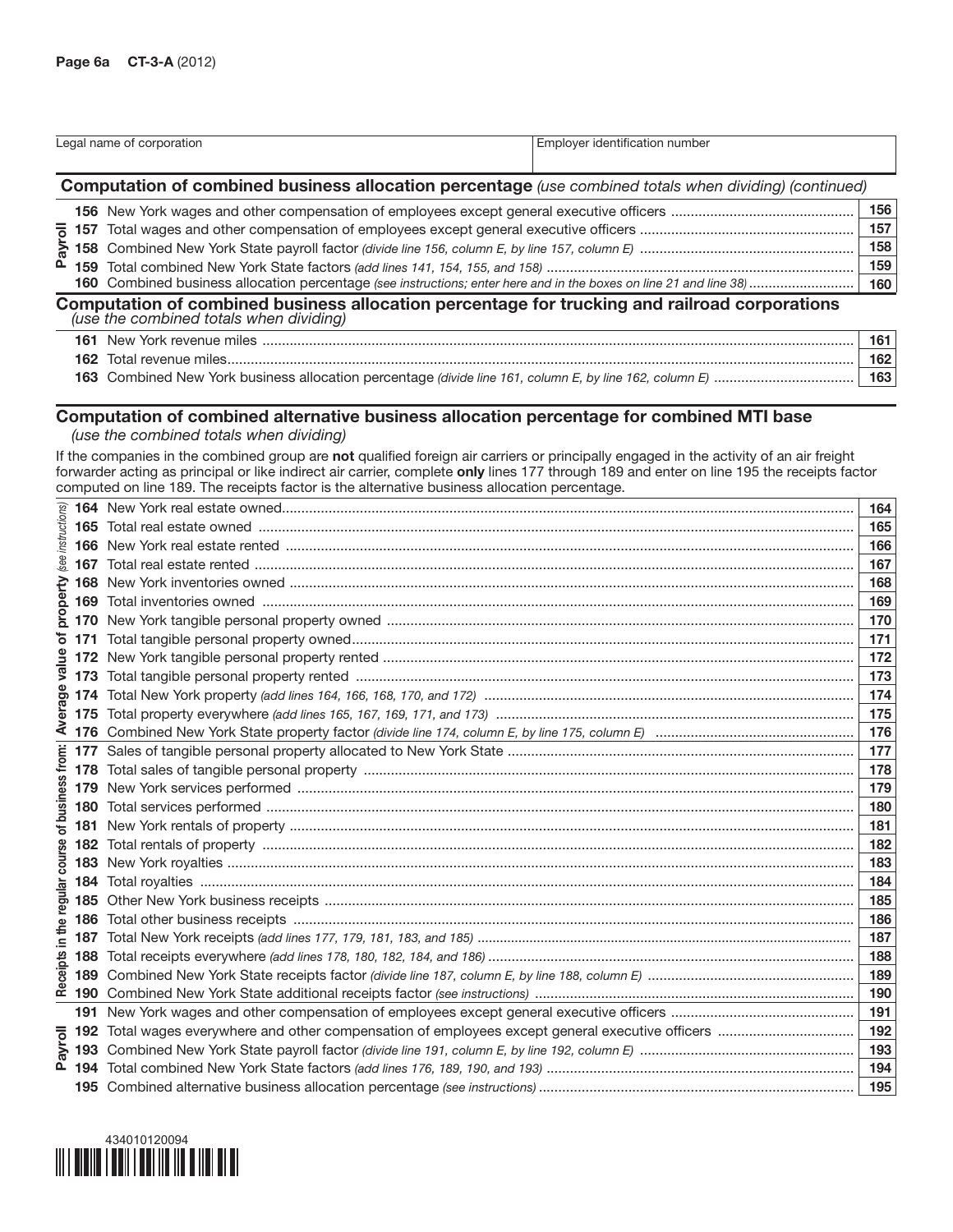Legal name of corporation | Employer identification number

## Computation of combined business allocation percentage *(use combined totals when dividing) (continued)*

| | | | |
|---|---|---|---|
| Payroll | 156 | New York wages and other compensation of employees except general executive officers | 156 |
| | 157 | Total wages and other compensation of employees except general executive officers | 157 |
| | 158 | Combined New York State payroll factor *(divide line 156, column E, by line 157, column E)* | 158 |
| | 159 | Total combined New York State factors *(add lines 141, 154, 155, and 158)* | 159 |
| | 160 | Combined business allocation percentage *(see instructions; enter here and in the boxes on line 21 and line 38)* | 160 |

## Computation of combined business allocation percentage for trucking and railroad corporations

*(use the combined totals when dividing)*

| | | |
|---|---|---|
| 161 | New York revenue miles | 161 |
| 162 | Total revenue miles | 162 |
| 163 | Combined New York business allocation percentage *(divide line 161, column E, by line 162, column E)* | 163 |

## Computation of combined alternative business allocation percentage for combined MTI base

*(use the combined totals when dividing)*

If the companies in the combined group are **not** qualified foreign air carriers or principally engaged in the activity of an air freight forwarder acting as principal or like indirect air carrier, complete **only** lines 177 through 189 and enter on line 195 the receipts factor computed on line 189. The receipts factor is the alternative business allocation percentage.

| | | | |
|---|---|---|---|
| Average value of property *(see instructions)* | 164 | New York real estate owned | 164 |
| | 165 | Total real estate owned | 165 |
| | 166 | New York real estate rented | 166 |
| | 167 | Total real estate rented | 167 |
| | 168 | New York inventories owned | 168 |
| | 169 | Total inventories owned | 169 |
| | 170 | New York tangible personal property owned | 170 |
| | 171 | Total tangible personal property owned | 171 |
| | 172 | New York tangible personal property rented | 172 |
| | 173 | Total tangible personal property rented | 173 |
| | 174 | Total New York property *(add lines 164, 166, 168, 170, and 172)* | 174 |
| | 175 | Total property everywhere *(add lines 165, 167, 169, 171, and 173)* | 175 |
| | 176 | Combined New York State property factor *(divide line 174, column E, by line 175, column E)* | 176 |
| Receipts in the regular course of business from: | 177 | Sales of tangible personal property allocated to New York State | 177 |
| | 178 | Total sales of tangible personal property | 178 |
| | 179 | New York services performed | 179 |
| | 180 | Total services performed | 180 |
| | 181 | New York rentals of property | 181 |
| | 182 | Total rentals of property | 182 |
| | 183 | New York royalties | 183 |
| | 184 | Total royalties | 184 |
| | 185 | Other New York business receipts | 185 |
| | 186 | Total other business receipts | 186 |
| | 187 | Total New York receipts *(add lines 177, 179, 181, 183, and 185)* | 187 |
| | 188 | Total receipts everywhere *(add lines 178, 180, 182, 184, and 186)* | 188 |
| | 189 | Combined New York State receipts factor *(divide line 187, column E, by line 188, column E)* | 189 |
| | 190 | Combined New York State additional receipts factor *(see instructions)* | 190 |
| Payroll | 191 | New York wages and other compensation of employees except general executive officers | 191 |
| | 192 | Total wages everywhere and other compensation of employees except general executive officers | 192 |
| | 193 | Combined New York State payroll factor *(divide line 191, column E, by line 192, column E)* | 193 |
| | 194 | Total combined New York State factors *(add lines 176, 189, 190, and 193)* | 194 |
| | 195 | Combined alternative business allocation percentage *(see instructions)* | 195 |

434010120094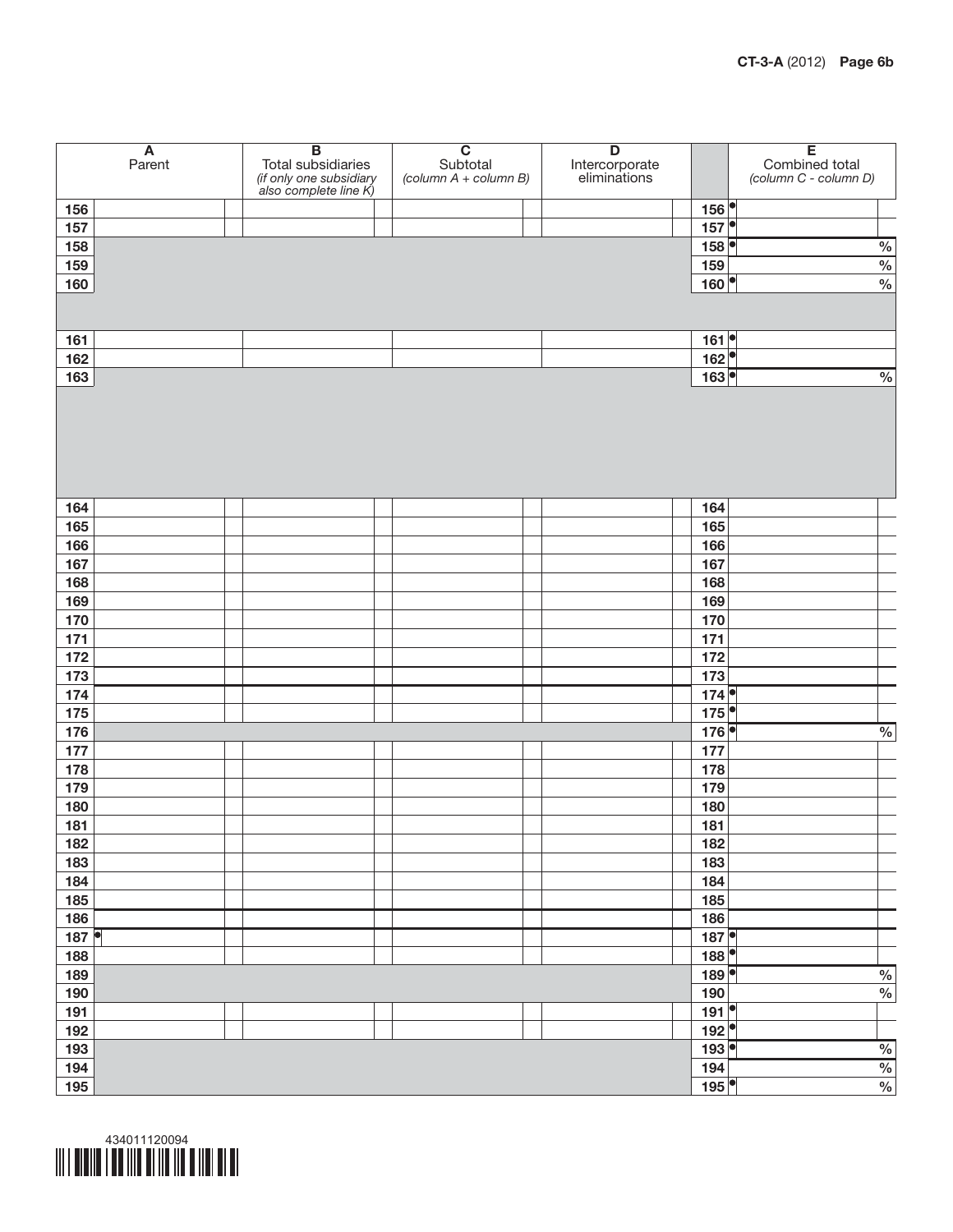| | A Parent | B Total subsidiaries *(if only one subsidiary also complete line K)* | C Subtotal *(column A + column B)* | D Intercorporate eliminations | | E Combined total *(column C - column D)* |
|---|---|---|---|---|---|---|
| 156 | | | | | 156 • | |
| 157 | | | | | 157 • | |
| 158 | | | | | 158 • | % |
| 159 | | | | | 159 | % |
| 160 | | | | | 160 • | % |
| 161 | | | | | 161 • | |
| 162 | | | | | 162 • | |
| 163 | | | | | 163 • | % |
| 164 | | | | | 164 | |
| 165 | | | | | 165 | |
| 166 | | | | | 166 | |
| 167 | | | | | 167 | |
| 168 | | | | | 168 | |
| 169 | | | | | 169 | |
| 170 | | | | | 170 | |
| 171 | | | | | 171 | |
| 172 | | | | | 172 | |
| 173 | | | | | 173 | |
| 174 | | | | | 174 • | |
| 175 | | | | | 175 • | |
| 176 | | | | | 176 • | % |
| 177 | | | | | 177 | |
| 178 | | | | | 178 | |
| 179 | | | | | 179 | |
| 180 | | | | | 180 | |
| 181 | | | | | 181 | |
| 182 | | | | | 182 | |
| 183 | | | | | 183 | |
| 184 | | | | | 184 | |
| 185 | | | | | 185 | |
| 186 | | | | | 186 | |
| 187 | • | | | | 187 • | |
| 188 | | | | | 188 • | |
| 189 | | | | | 189 • | % |
| 190 | | | | | 190 | % |
| 191 | | | | | 191 • | |
| 192 | | | | | 192 • | |
| 193 | | | | | 193 • | % |
| 194 | | | | | 194 | % |
| 195 | | | | | 195 • | % |

434011120094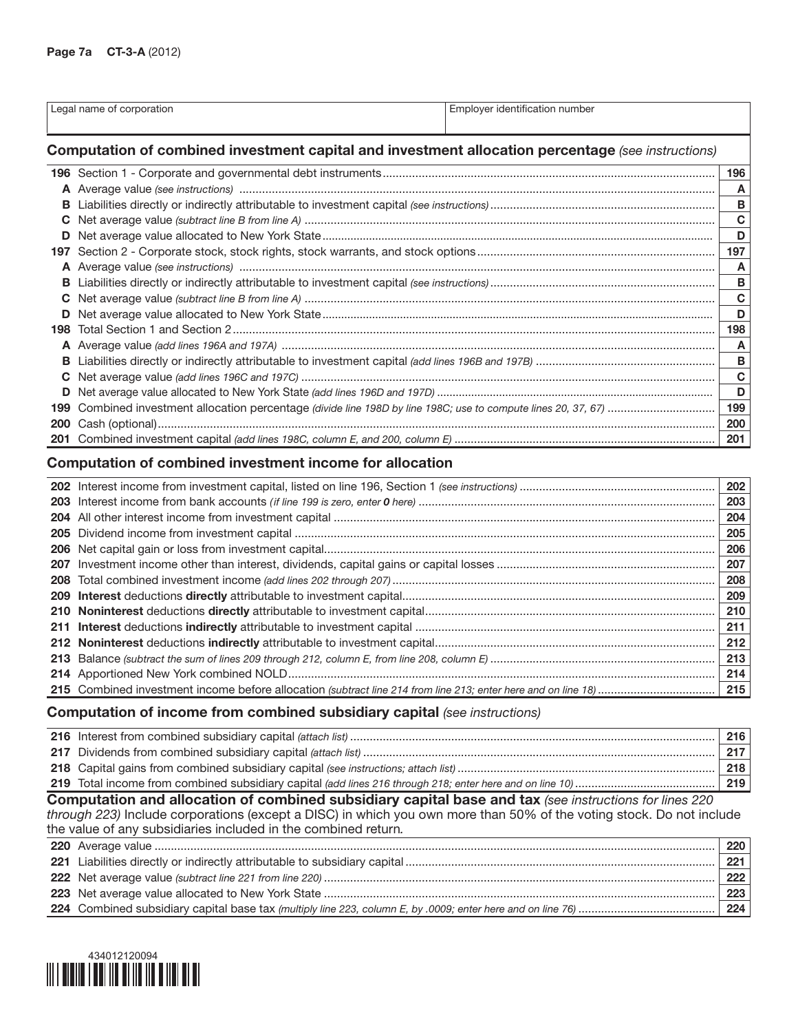| Legal name of corporation | Employer identification number |
|---|---|
| | |

## Computation of combined investment capital and investment allocation percentage *(see instructions)*

| | | |
|---|---|---|
| **196** | Section 1 - Corporate and governmental debt instruments | **196** |
| **A** | Average value *(see instructions)* | **A** |
| **B** | Liabilities directly or indirectly attributable to investment capital *(see instructions)* | **B** |
| **C** | Net average value *(subtract line B from line A)* | **C** |
| **D** | Net average value allocated to New York State | **D** |
| **197** | Section 2 - Corporate stock, stock rights, stock warrants, and stock options | **197** |
| **A** | Average value *(see instructions)* | **A** |
| **B** | Liabilities directly or indirectly attributable to investment capital *(see instructions)* | **B** |
| **C** | Net average value *(subtract line B from line A)* | **C** |
| **D** | Net average value allocated to New York State | **D** |
| **198** | Total Section 1 and Section 2 | **198** |
| **A** | Average value *(add lines 196A and 197A)* | **A** |
| **B** | Liabilities directly or indirectly attributable to investment capital *(add lines 196B and 197B)* | **B** |
| **C** | Net average value *(add lines 196C and 197C)* | **C** |
| **D** | Net average value allocated to New York State *(add lines 196D and 197D)* | **D** |
| **199** | Combined investment allocation percentage *(divide line 198D by line 198C; use to compute lines 20, 37, 67)* | **199** |
| **200** | Cash (optional) | **200** |
| **201** | Combined investment capital *(add lines 198C, column E, and 200, column E)* | **201** |

## Computation of combined investment income for allocation

| | | |
|---|---|---|
| **202** | Interest income from investment capital, listed on line 196, Section 1 *(see instructions)* | **202** |
| **203** | Interest income from bank accounts *(if line 199 is zero, enter **0** here)* | **203** |
| **204** | All other interest income from investment capital | **204** |
| **205** | Dividend income from investment capital | **205** |
| **206** | Net capital gain or loss from investment capital | **206** |
| **207** | Investment income other than interest, dividends, capital gains or capital losses | **207** |
| **208** | Total combined investment income *(add lines 202 through 207)* | **208** |
| **209** | **Interest** deductions **directly** attributable to investment capital | **209** |
| **210** | **Noninterest** deductions **directly** attributable to investment capital | **210** |
| **211** | **Interest** deductions **indirectly** attributable to investment capital | **211** |
| **212** | **Noninterest** deductions **indirectly** attributable to investment capital | **212** |
| **213** | Balance *(subtract the sum of lines 209 through 212, column E, from line 208, column E)* | **213** |
| **214** | Apportioned New York combined NOLD | **214** |
| **215** | Combined investment income before allocation *(subtract line 214 from line 213; enter here and on line 18)* | **215** |

## Computation of income from combined subsidiary capital *(see instructions)*

| | | |
|---|---|---|
| **216** | Interest from combined subsidiary capital *(attach list)* | **216** |
| **217** | Dividends from combined subsidiary capital *(attach list)* | **217** |
| **218** | Capital gains from combined subsidiary capital *(see instructions; attach list)* | **218** |
| **219** | Total income from combined subsidiary capital *(add lines 216 through 218; enter here and on line 10)* | **219** |

**Computation and allocation of combined subsidiary capital base and tax** *(see instructions for lines 220 through 223)* Include corporations (except a DISC) in which you own more than 50% of the voting stock. Do not include the value of any subsidiaries included in the combined return.

| | | |
|---|---|---|
| **220** | Average value | **220** |
| **221** | Liabilities directly or indirectly attributable to subsidiary capital | **221** |
| **222** | Net average value *(subtract line 221 from line 220)* | **222** |
| **223** | Net average value allocated to New York State | **223** |
| **224** | Combined subsidiary capital base tax *(multiply line 223, column E, by .0009; enter here and on line 76)* | **224** |

434012120094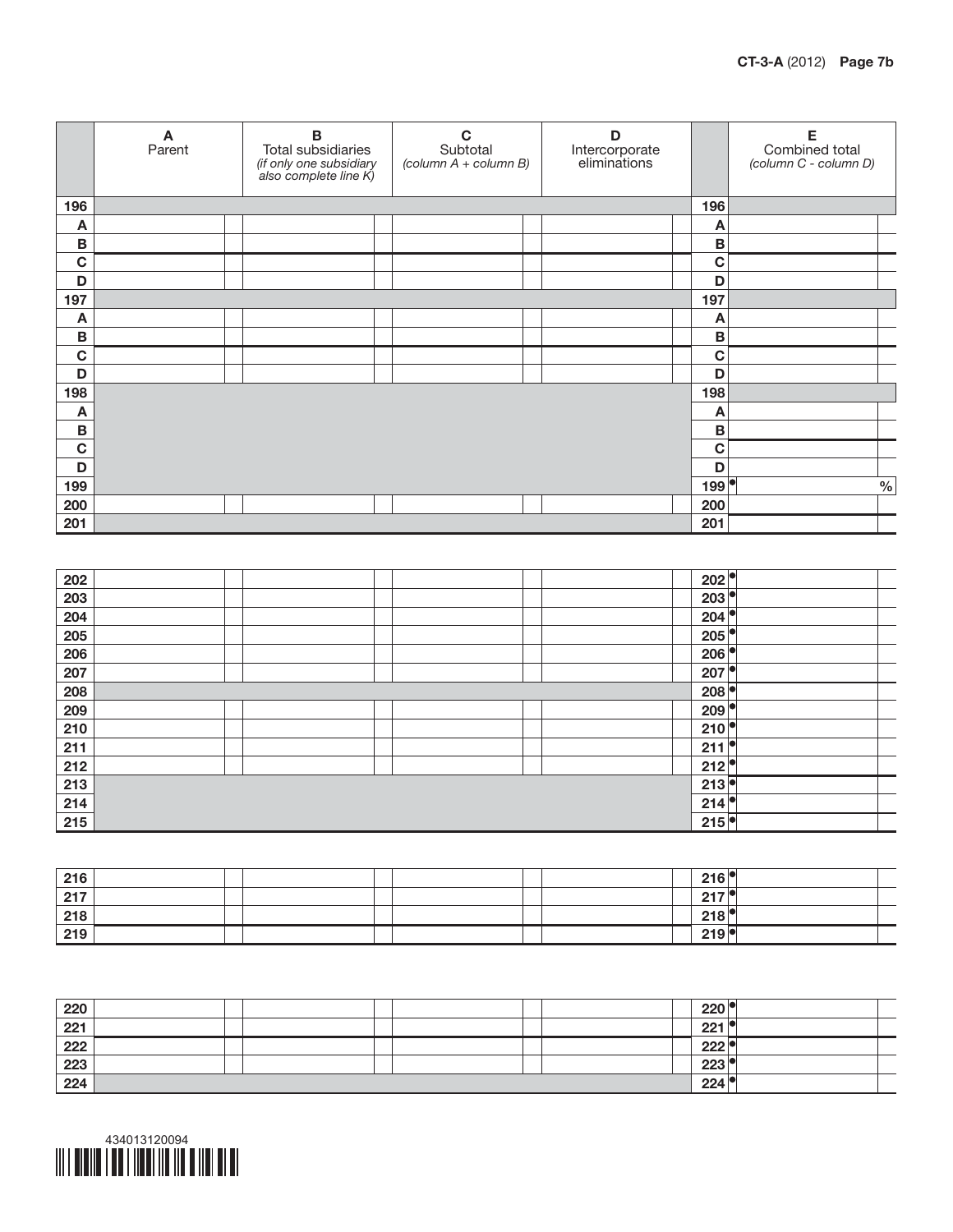| | A Parent | B Total subsidiaries *(if only one subsidiary also complete line K)* | C Subtotal *(column A + column B)* | D Intercorporate eliminations | | E Combined total *(column C - column D)* |
|---|---|---|---|---|---|---|
| 196 | | | | | 196 | |
| A | | | | | A | |
| B | | | | | B | |
| C | | | | | C | |
| D | | | | | D | |
| 197 | | | | | 197 | |
| A | | | | | A | |
| B | | | | | B | |
| C | | | | | C | |
| D | | | | | D | |
| 198 | | | | | 198 | |
| A | | | | | A | |
| B | | | | | B | |
| C | | | | | C | |
| D | | | | | D | |
| 199 | | | | | 199 • | % |
| 200 | | | | | 200 | |
| 201 | | | | | 201 | |

| | | | | | | |
|---|---|---|---|---|---|---|
| 202 | | | | | 202 • | |
| 203 | | | | | 203 • | |
| 204 | | | | | 204 • | |
| 205 | | | | | 205 • | |
| 206 | | | | | 206 • | |
| 207 | | | | | 207 • | |
| 208 | | | | | 208 • | |
| 209 | | | | | 209 • | |
| 210 | | | | | 210 • | |
| 211 | | | | | 211 • | |
| 212 | | | | | 212 • | |
| 213 | | | | | 213 • | |
| 214 | | | | | 214 • | |
| 215 | | | | | 215 • | |

| | | | | | | |
|---|---|---|---|---|---|---|
| 216 | | | | | 216 • | |
| 217 | | | | | 217 • | |
| 218 | | | | | 218 • | |
| 219 | | | | | 219 • | |

| | | | | | | |
|---|---|---|---|---|---|---|
| 220 | | | | | 220 • | |
| 221 | | | | | 221 • | |
| 222 | | | | | 222 • | |
| 223 | | | | | 223 • | |
| 224 | | | | | 224 • | |

434013120094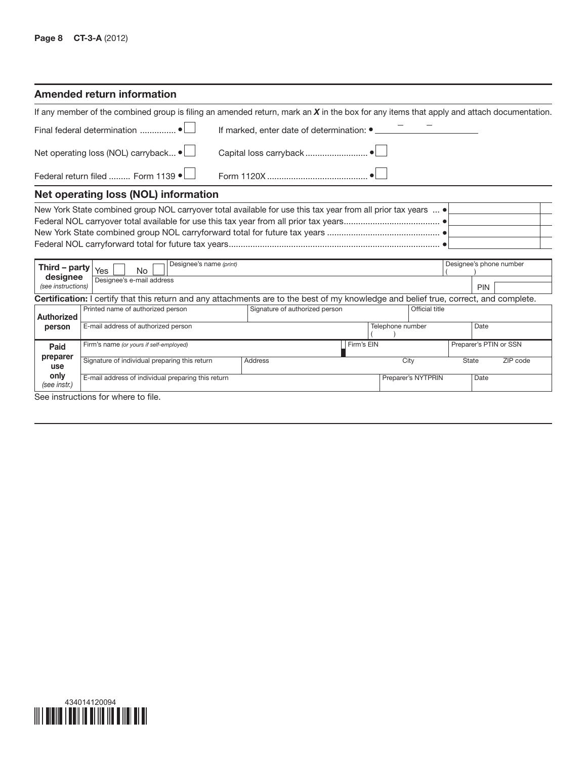## Amended return information

If any member of the combined group is filing an amended return, mark an *X* in the box for any items that apply and attach documentation.

Final federal determination ............... ● ☐ If marked, enter date of determination: ● ____ – ____ – ____

Net operating loss (NOL) carryback... ● ☐ Capital loss carryback .......................... ● ☐

Federal return filed ......... Form 1139 ● ☐ Form 1120X .......................................... ● ☐

## Net operating loss (NOL) information

| | | |
|---|---|---|
| New York State combined group NOL carryover total available for use this tax year from all prior tax years ... ● | | |
| Federal NOL carryover total available for use this tax year from all prior tax years....................................... ● | | |
| New York State combined group NOL carryforward total for future tax years ............................................... ● | | |
| Federal NOL carryforward total for future tax years....................................................................................... ● | | |

| | | | |
|---|---|---|---|
| **Third – party designee** *(see instructions)* | Yes ☐ No ☐ | Designee's name *(print)* | Designee's phone number ( ) |
| | Designee's e-mail address | | PIN |

**Certification:** I certify that this return and any attachments are to the best of my knowledge and belief true, correct, and complete.

| | | | | |
|---|---|---|---|---|
| **Authorized person** | Printed name of authorized person | Signature of authorized person | Official title | |
| | E-mail address of authorized person | | Telephone number ( ) | Date |
| **Paid preparer use only** *(see instr.)* | Firm's name *(or yours if self-employed)* | | Firm's EIN | Preparer's PTIN or SSN |
| | Signature of individual preparing this return | Address | City | State ZIP code |
| | E-mail address of individual preparing this return | | Preparer's NYTPRIN | Date |

See instructions for where to file.

434014120094